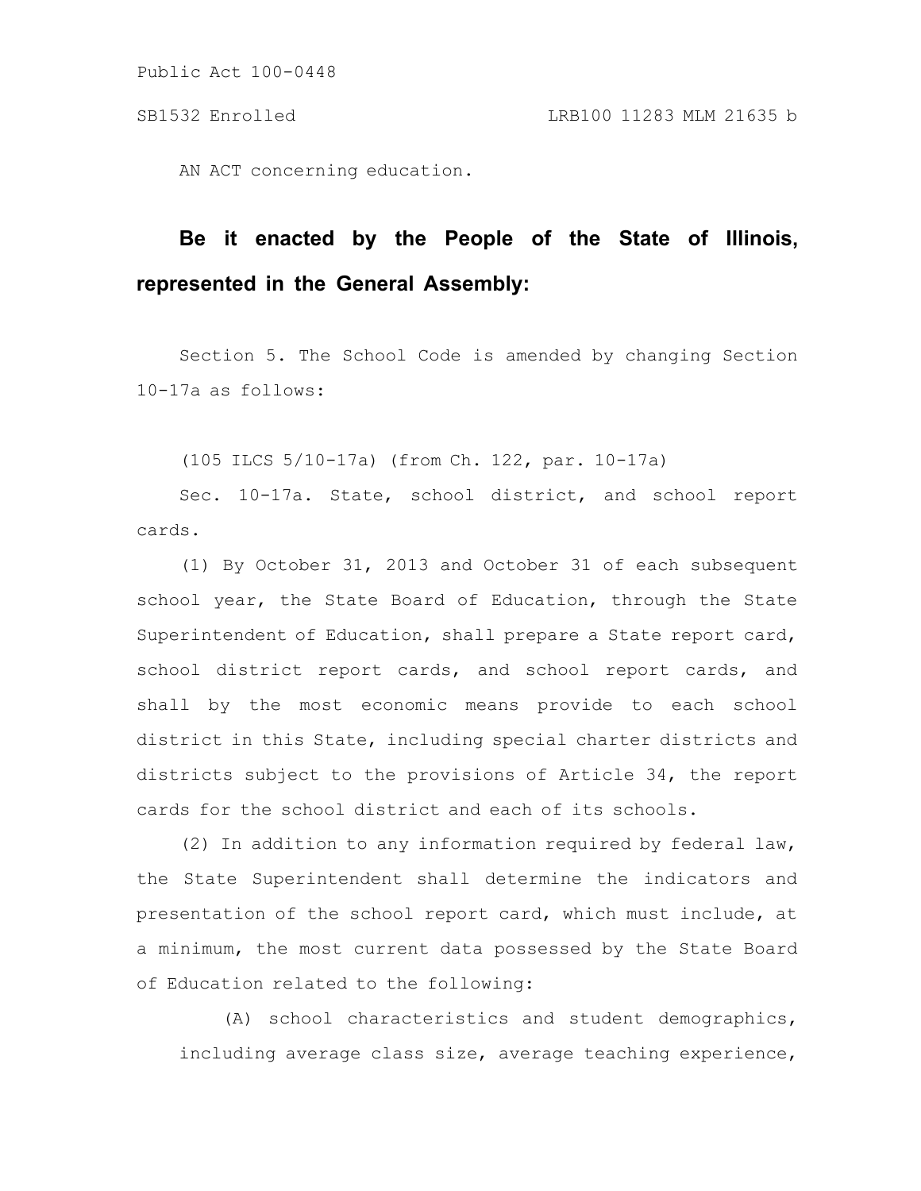Public Act 100-0448

SB1532 Enrolled LRB100 11283 MLM 21635 b

AN ACT concerning education.

**Be it enacted by the People of the State of Illinois, represented in the General Assembly:**

Section 5. The School Code is amended by changing Section 10-17a as follows:

(105 ILCS 5/10-17a) (from Ch. 122, par. 10-17a)

Sec. 10-17a. State, school district, and school report cards.

(1) By October 31, 2013 and October 31 of each subsequent school year, the State Board of Education, through the State Superintendent of Education, shall prepare a State report card, school district report cards, and school report cards, and shall by the most economic means provide to each school district in this State, including special charter districts and districts subject to the provisions of Article 34, the report cards for the school district and each of its schools.

(2) In addition to any information required by federal law, the State Superintendent shall determine the indicators and presentation of the school report card, which must include, at a minimum, the most current data possessed by the State Board of Education related to the following:

(A) school characteristics and student demographics, including average class size, average teaching experience,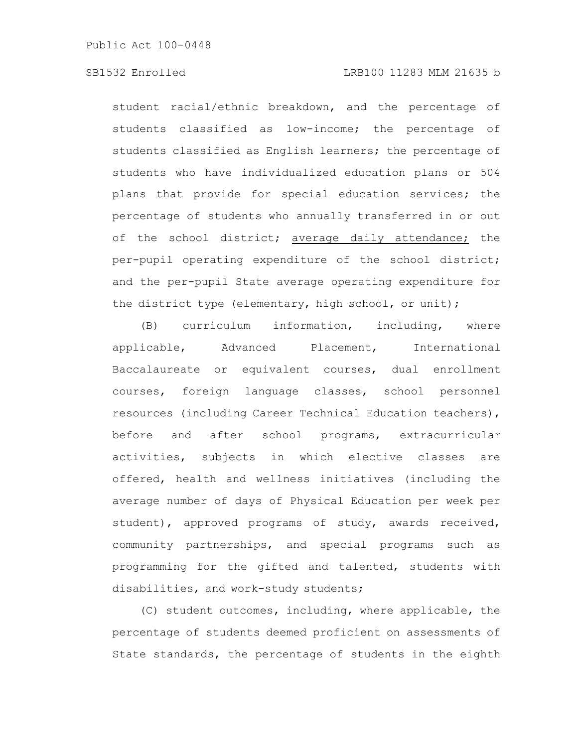student racial/ethnic breakdown, and the percentage of students classified as low-income; the percentage of students classified as English learners; the percentage of students who have individualized education plans or 504 plans that provide for special education services; the percentage of students who annually transferred in or out of the school district; <u>average daily attendance;</u> the per-pupil operating expenditure of the school district; and the per-pupil State average operating expenditure for the district type (elementary, high school, or unit);

(B) curriculum information, including, where applicable, Advanced Placement, International Baccalaureate or equivalent courses, dual enrollment courses, foreign language classes, school personnel resources (including Career Technical Education teachers), before and after school programs, extracurricular activities, subjects in which elective classes are offered, health and wellness initiatives (including the average number of days of Physical Education per week per student), approved programs of study, awards received, community partnerships, and special programs such as programming for the gifted and talented, students with disabilities, and work-study students;

(C) student outcomes, including, where applicable, the percentage of students deemed proficient on assessments of State standards, the percentage of students in the eighth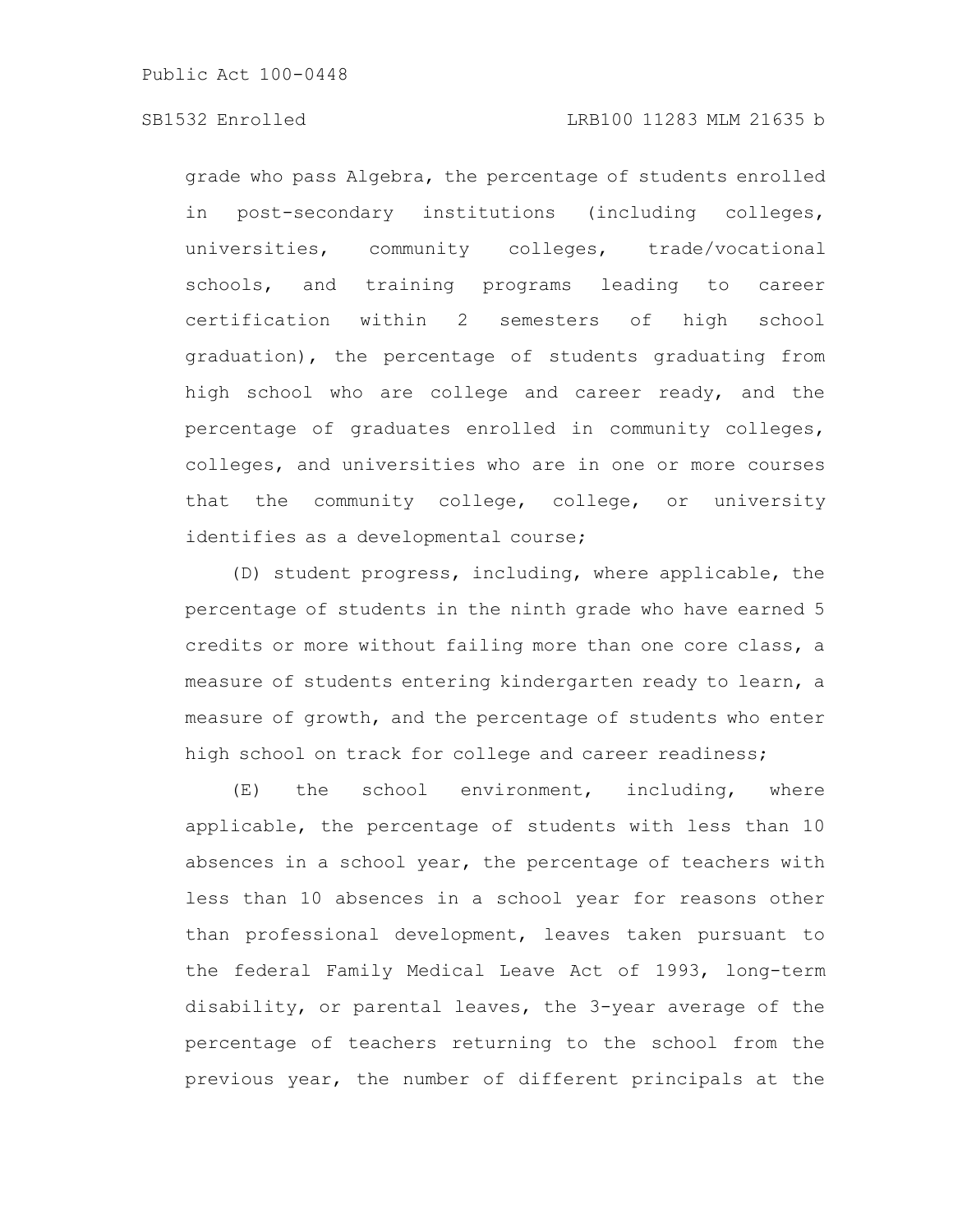grade who pass Algebra, the percentage of students enrolled in post-secondary institutions (including colleges, universities, community colleges, trade/vocational schools, and training programs leading to career certification within 2 semesters of high school graduation), the percentage of students graduating from high school who are college and career ready, and the percentage of graduates enrolled in community colleges, colleges, and universities who are in one or more courses that the community college, college, or university identifies as a developmental course;

(D) student progress, including, where applicable, the percentage of students in the ninth grade who have earned 5 credits or more without failing more than one core class, a measure of students entering kindergarten ready to learn, a measure of growth, and the percentage of students who enter high school on track for college and career readiness;

(E) the school environment, including, where applicable, the percentage of students with less than 10 absences in a school year, the percentage of teachers with less than 10 absences in a school year for reasons other than professional development, leaves taken pursuant to the federal Family Medical Leave Act of 1993, long-term disability, or parental leaves, the 3-year average of the percentage of teachers returning to the school from the previous year, the number of different principals at the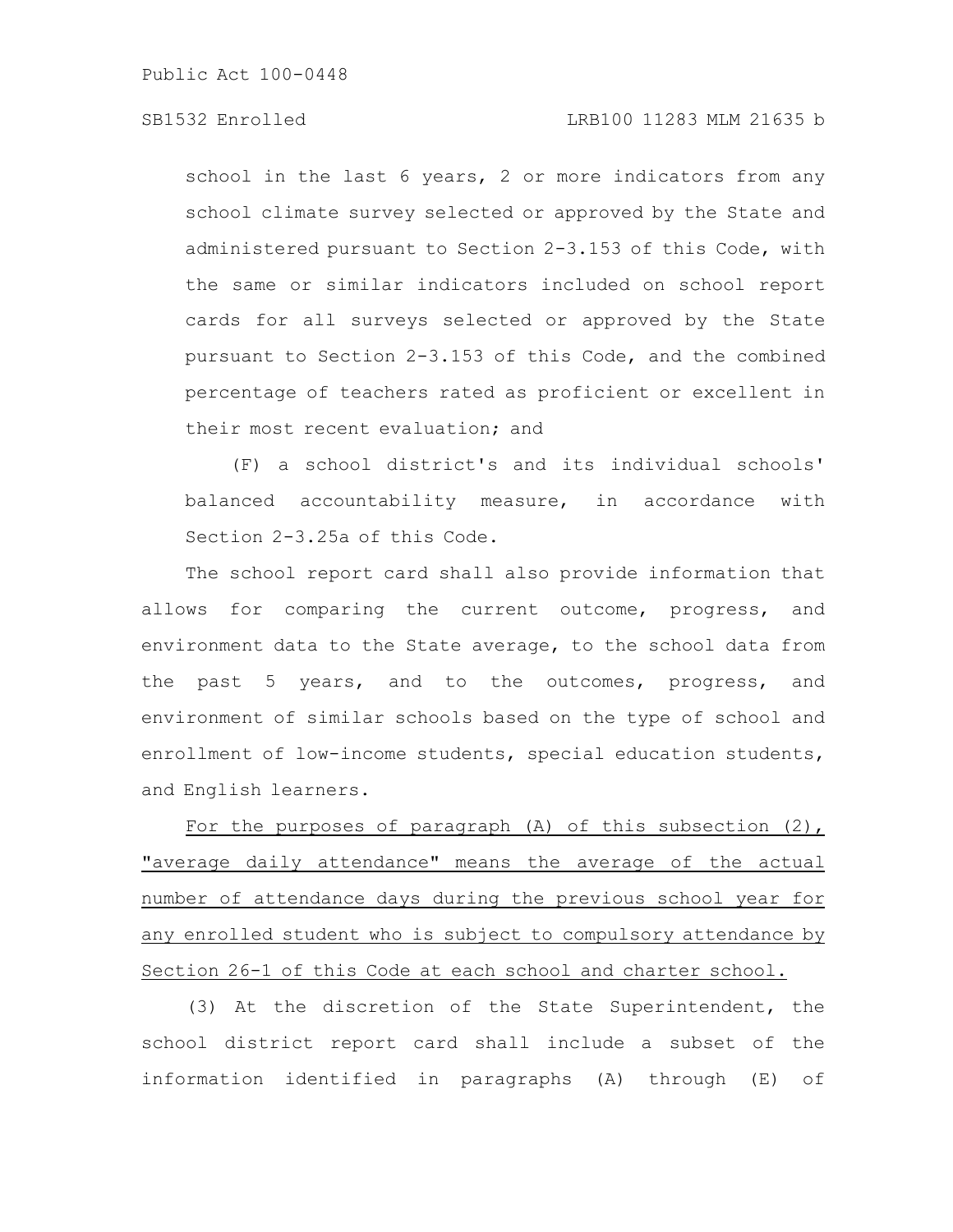school in the last 6 years, 2 or more indicators from any school climate survey selected or approved by the State and administered pursuant to Section 2-3.153 of this Code, with the same or similar indicators included on school report cards for all surveys selected or approved by the State pursuant to Section 2-3.153 of this Code, and the combined percentage of teachers rated as proficient or excellent in their most recent evaluation; and

(F) a school district's and its individual schools' balanced accountability measure, in accordance with Section 2-3.25a of this Code.

The school report card shall also provide information that allows for comparing the current outcome, progress, and environment data to the State average, to the school data from the past 5 years, and to the outcomes, progress, and environment of similar schools based on the type of school and enrollment of low-income students, special education students, and English learners.

For the purposes of paragraph (A) of this subsection (2), "average daily attendance" means the average of the actual number of attendance days during the previous school year for any enrolled student who is subject to compulsory attendance by Section 26-1 of this Code at each school and charter school.

(3) At the discretion of the State Superintendent, the school district report card shall include a subset of the information identified in paragraphs (A) through (E) of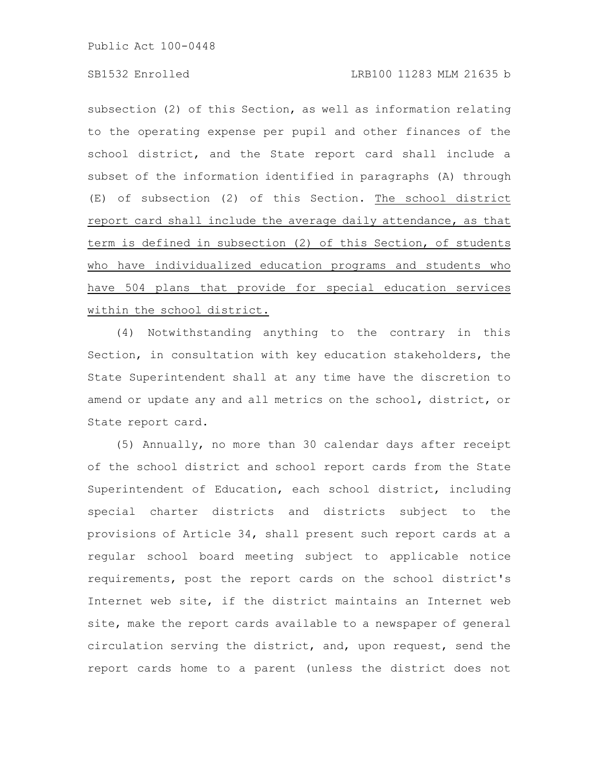subsection (2) of this Section, as well as information relating to the operating expense per pupil and other finances of the school district, and the State report card shall include a subset of the information identified in paragraphs (A) through (E) of subsection (2) of this Section. <u>The school district report card shall include the average daily attendance, as that term is defined in subsection (2) of this Section, of students who have individualized education programs and students who have 504 plans that provide for special education services within the school district.</u>

(4) Notwithstanding anything to the contrary in this Section, in consultation with key education stakeholders, the State Superintendent shall at any time have the discretion to amend or update any and all metrics on the school, district, or State report card.

(5) Annually, no more than 30 calendar days after receipt of the school district and school report cards from the State Superintendent of Education, each school district, including special charter districts and districts subject to the provisions of Article 34, shall present such report cards at a regular school board meeting subject to applicable notice requirements, post the report cards on the school district's Internet web site, if the district maintains an Internet web site, make the report cards available to a newspaper of general circulation serving the district, and, upon request, send the report cards home to a parent (unless the district does not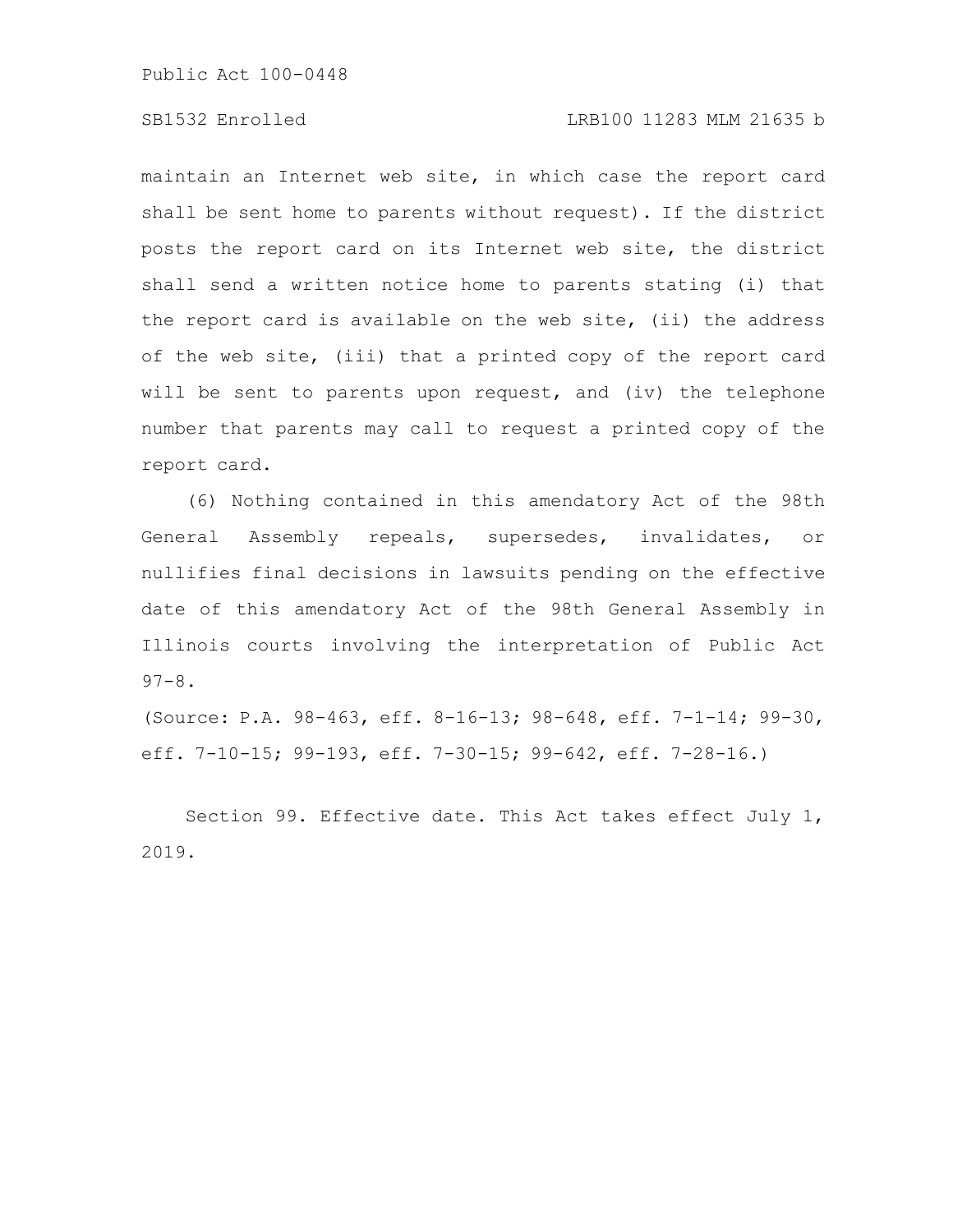maintain an Internet web site, in which case the report card shall be sent home to parents without request). If the district posts the report card on its Internet web site, the district shall send a written notice home to parents stating (i) that the report card is available on the web site, (ii) the address of the web site, (iii) that a printed copy of the report card will be sent to parents upon request, and (iv) the telephone number that parents may call to request a printed copy of the report card.

(6) Nothing contained in this amendatory Act of the 98th General Assembly repeals, supersedes, invalidates, or nullifies final decisions in lawsuits pending on the effective date of this amendatory Act of the 98th General Assembly in Illinois courts involving the interpretation of Public Act 97-8.

(Source: P.A. 98-463, eff. 8-16-13; 98-648, eff. 7-1-14; 99-30, eff. 7-10-15; 99-193, eff. 7-30-15; 99-642, eff. 7-28-16.)

Section 99. Effective date. This Act takes effect July 1, 2019.